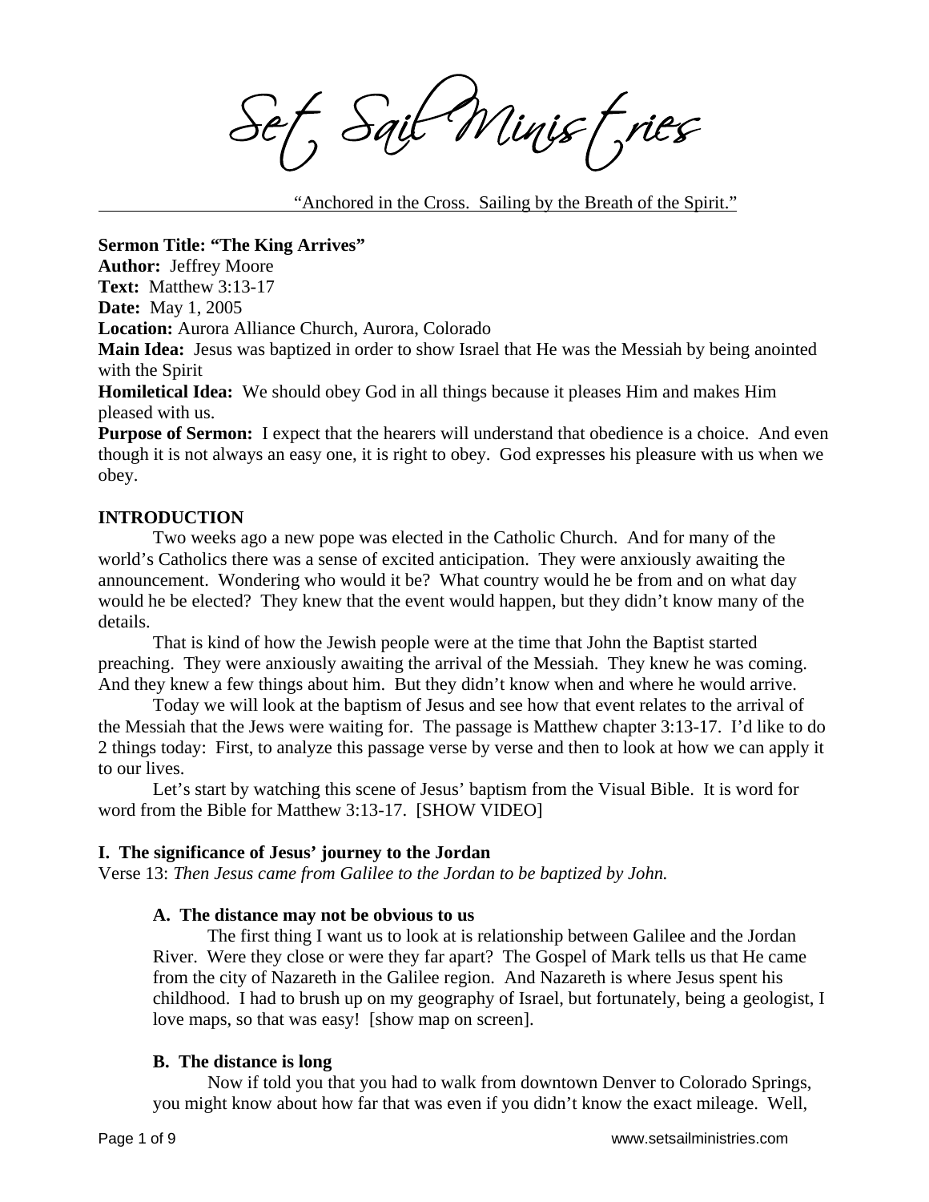Set Sail Ministries

"Anchored in the Cross. Sailing by the Breath of the Spirit."

**Sermon Title: "The King Arrives"**
**Author:** Jeffrey Moore
**Text:** Matthew 3:13-17
**Date:** May 1, 2005
**Location:** Aurora Alliance Church, Aurora, Colorado
**Main Idea:** Jesus was baptized in order to show Israel that He was the Messiah by being anointed with the Spirit
**Homiletical Idea:** We should obey God in all things because it pleases Him and makes Him pleased with us.
**Purpose of Sermon:** I expect that the hearers will understand that obedience is a choice. And even though it is not always an easy one, it is right to obey. God expresses his pleasure with us when we obey.

## INTRODUCTION

Two weeks ago a new pope was elected in the Catholic Church. And for many of the world's Catholics there was a sense of excited anticipation. They were anxiously awaiting the announcement. Wondering who would it be? What country would he be from and on what day would he be elected? They knew that the event would happen, but they didn't know many of the details.

That is kind of how the Jewish people were at the time that John the Baptist started preaching. They were anxiously awaiting the arrival of the Messiah. They knew he was coming. And they knew a few things about him. But they didn't know when and where he would arrive.

Today we will look at the baptism of Jesus and see how that event relates to the arrival of the Messiah that the Jews were waiting for. The passage is Matthew chapter 3:13-17. I'd like to do 2 things today: First, to analyze this passage verse by verse and then to look at how we can apply it to our lives.

Let's start by watching this scene of Jesus' baptism from the Visual Bible. It is word for word from the Bible for Matthew 3:13-17. [SHOW VIDEO]

## I. The significance of Jesus' journey to the Jordan

Verse 13: *Then Jesus came from Galilee to the Jordan to be baptized by John.*

### A. The distance may not be obvious to us

The first thing I want us to look at is relationship between Galilee and the Jordan River. Were they close or were they far apart? The Gospel of Mark tells us that He came from the city of Nazareth in the Galilee region. And Nazareth is where Jesus spent his childhood. I had to brush up on my geography of Israel, but fortunately, being a geologist, I love maps, so that was easy! [show map on screen].

### B. The distance is long

Now if told you that you had to walk from downtown Denver to Colorado Springs, you might know about how far that was even if you didn't know the exact mileage. Well,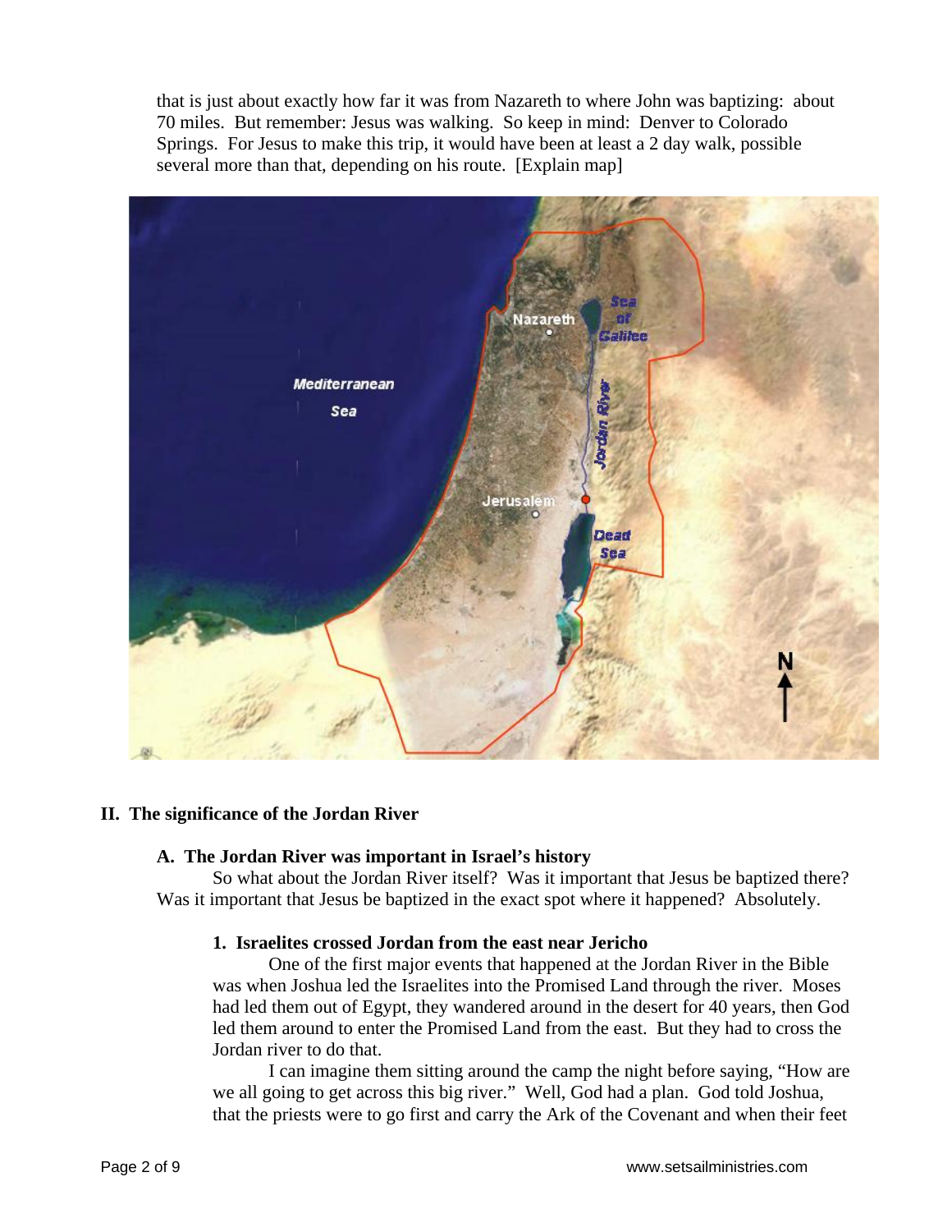that is just about exactly how far it was from Nazareth to where John was baptizing: about 70 miles. But remember: Jesus was walking. So keep in mind: Denver to Colorado Springs. For Jesus to make this trip, it would have been at least a 2 day walk, possible several more than that, depending on his route. [Explain map]

## II. The significance of the Jordan River

### A. The Jordan River was important in Israel's history

So what about the Jordan River itself? Was it important that Jesus be baptized there? Was it important that Jesus be baptized in the exact spot where it happened? Absolutely.

#### 1. Israelites crossed Jordan from the east near Jericho

One of the first major events that happened at the Jordan River in the Bible was when Joshua led the Israelites into the Promised Land through the river. Moses had led them out of Egypt, they wandered around in the desert for 40 years, then God led them around to enter the Promised Land from the east. But they had to cross the Jordan river to do that.

I can imagine them sitting around the camp the night before saying, "How are we all going to get across this big river." Well, God had a plan. God told Joshua, that the priests were to go first and carry the Ark of the Covenant and when their feet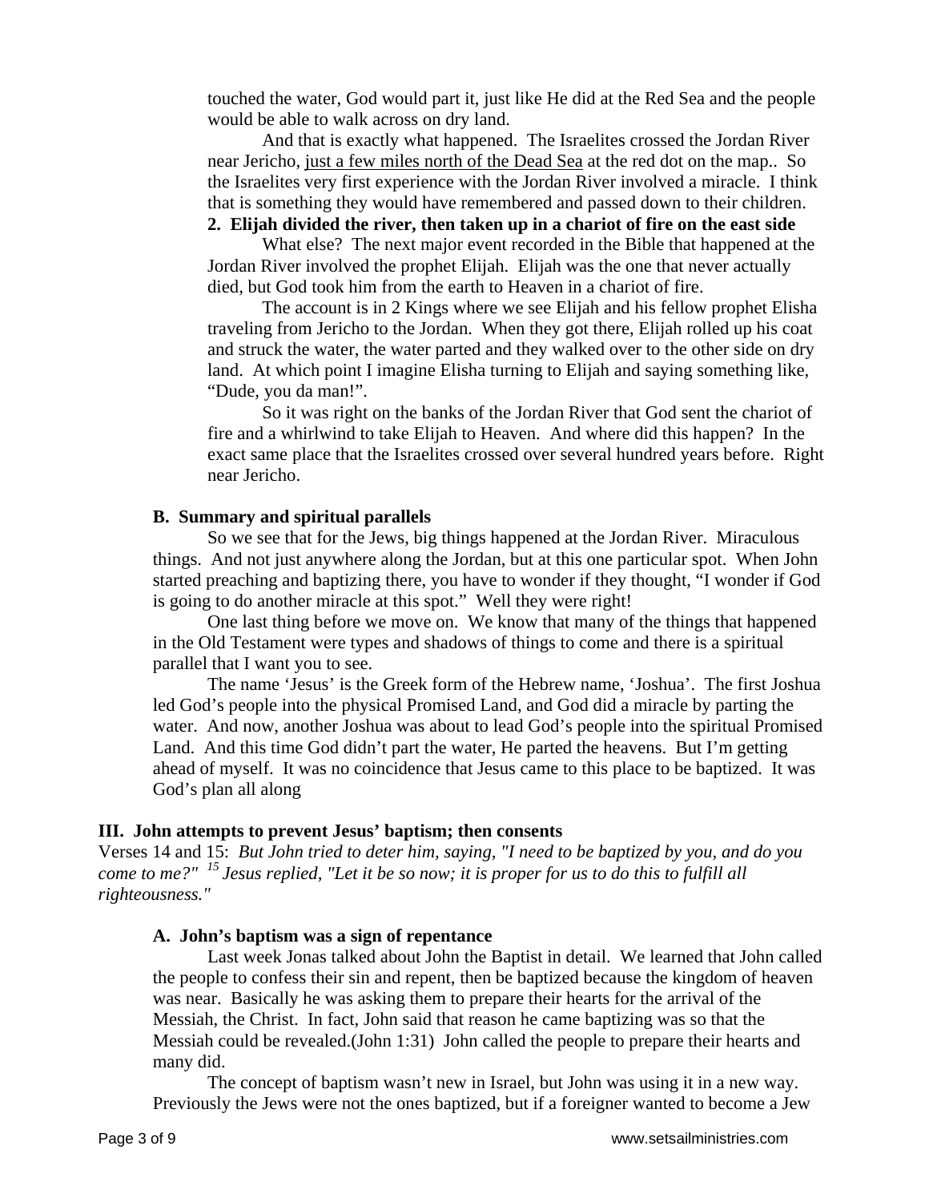touched the water, God would part it, just like He did at the Red Sea and the people would be able to walk across on dry land.

And that is exactly what happened. The Israelites crossed the Jordan River near Jericho, <u>just a few miles north of the Dead Sea</u> at the red dot on the map.. So the Israelites very first experience with the Jordan River involved a miracle. I think that is something they would have remembered and passed down to their children.

**2. Elijah divided the river, then taken up in a chariot of fire on the east side**

What else? The next major event recorded in the Bible that happened at the Jordan River involved the prophet Elijah. Elijah was the one that never actually died, but God took him from the earth to Heaven in a chariot of fire.

The account is in 2 Kings where we see Elijah and his fellow prophet Elisha traveling from Jericho to the Jordan. When they got there, Elijah rolled up his coat and struck the water, the water parted and they walked over to the other side on dry land. At which point I imagine Elisha turning to Elijah and saying something like, "Dude, you da man!".

So it was right on the banks of the Jordan River that God sent the chariot of fire and a whirlwind to take Elijah to Heaven. And where did this happen? In the exact same place that the Israelites crossed over several hundred years before. Right near Jericho.

### B. Summary and spiritual parallels

So we see that for the Jews, big things happened at the Jordan River. Miraculous things. And not just anywhere along the Jordan, but at this one particular spot. When John started preaching and baptizing there, you have to wonder if they thought, "I wonder if God is going to do another miracle at this spot." Well they were right!

One last thing before we move on. We know that many of the things that happened in the Old Testament were types and shadows of things to come and there is a spiritual parallel that I want you to see.

The name 'Jesus' is the Greek form of the Hebrew name, 'Joshua'. The first Joshua led God's people into the physical Promised Land, and God did a miracle by parting the water. And now, another Joshua was about to lead God's people into the spiritual Promised Land. And this time God didn't part the water, He parted the heavens. But I'm getting ahead of myself. It was no coincidence that Jesus came to this place to be baptized. It was God's plan all along

## III. John attempts to prevent Jesus' baptism; then consents

Verses 14 and 15: *But John tried to deter him, saying, "I need to be baptized by you, and do you come to me?" [15] Jesus replied, "Let it be so now; it is proper for us to do this to fulfill all righteousness."*

### A. John's baptism was a sign of repentance

Last week Jonas talked about John the Baptist in detail. We learned that John called the people to confess their sin and repent, then be baptized because the kingdom of heaven was near. Basically he was asking them to prepare their hearts for the arrival of the Messiah, the Christ. In fact, John said that reason he came baptizing was so that the Messiah could be revealed.(John 1:31) John called the people to prepare their hearts and many did.

The concept of baptism wasn't new in Israel, but John was using it in a new way. Previously the Jews were not the ones baptized, but if a foreigner wanted to become a Jew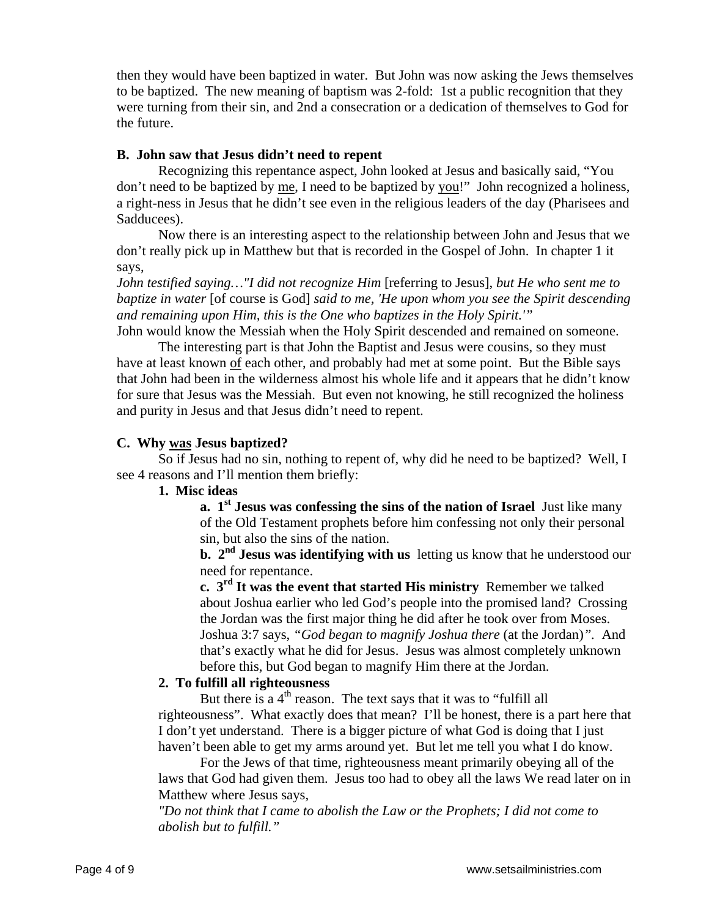then they would have been baptized in water. But John was now asking the Jews themselves to be baptized. The new meaning of baptism was 2-fold: 1st a public recognition that they were turning from their sin, and 2nd a consecration or a dedication of themselves to God for the future.

### B. John saw that Jesus didn't need to repent

Recognizing this repentance aspect, John looked at Jesus and basically said, "You don't need to be baptized by <u>me</u>, I need to be baptized by <u>you</u>!" John recognized a holiness, a right-ness in Jesus that he didn't see even in the religious leaders of the day (Pharisees and Sadducees).

Now there is an interesting aspect to the relationship between John and Jesus that we don't really pick up in Matthew but that is recorded in the Gospel of John. In chapter 1 it says,

*John testified saying…"I did not recognize Him* [referring to Jesus], *but He who sent me to baptize in water* [of course is God] *said to me, 'He upon whom you see the Spirit descending and remaining upon Him, this is the One who baptizes in the Holy Spirit.'"*

John would know the Messiah when the Holy Spirit descended and remained on someone.

The interesting part is that John the Baptist and Jesus were cousins, so they must have at least known <u>of</u> each other, and probably had met at some point. But the Bible says that John had been in the wilderness almost his whole life and it appears that he didn't know for sure that Jesus was the Messiah. But even not knowing, he still recognized the holiness and purity in Jesus and that Jesus didn't need to repent.

### C. Why <u>was</u> Jesus baptized?

So if Jesus had no sin, nothing to repent of, why did he need to be baptized? Well, I see 4 reasons and I'll mention them briefly:

**1. Misc ideas**

**a. 1st Jesus was confessing the sins of the nation of Israel** Just like many of the Old Testament prophets before him confessing not only their personal sin, but also the sins of the nation.

**b. 2nd Jesus was identifying with us** letting us know that he understood our need for repentance.

**c. 3rd It was the event that started His ministry** Remember we talked about Joshua earlier who led God's people into the promised land? Crossing the Jordan was the first major thing he did after he took over from Moses. Joshua 3:7 says, *"God began to magnify Joshua there* (at the Jordan)*"*. And that's exactly what he did for Jesus. Jesus was almost completely unknown before this, but God began to magnify Him there at the Jordan.

**2. To fulfill all righteousness**

But there is a 4th reason. The text says that it was to "fulfill all righteousness". What exactly does that mean? I'll be honest, there is a part here that I don't yet understand. There is a bigger picture of what God is doing that I just haven't been able to get my arms around yet. But let me tell you what I do know.

For the Jews of that time, righteousness meant primarily obeying all of the laws that God had given them. Jesus too had to obey all the laws We read later on in Matthew where Jesus says,

*"Do not think that I came to abolish the Law or the Prophets; I did not come to abolish but to fulfill."*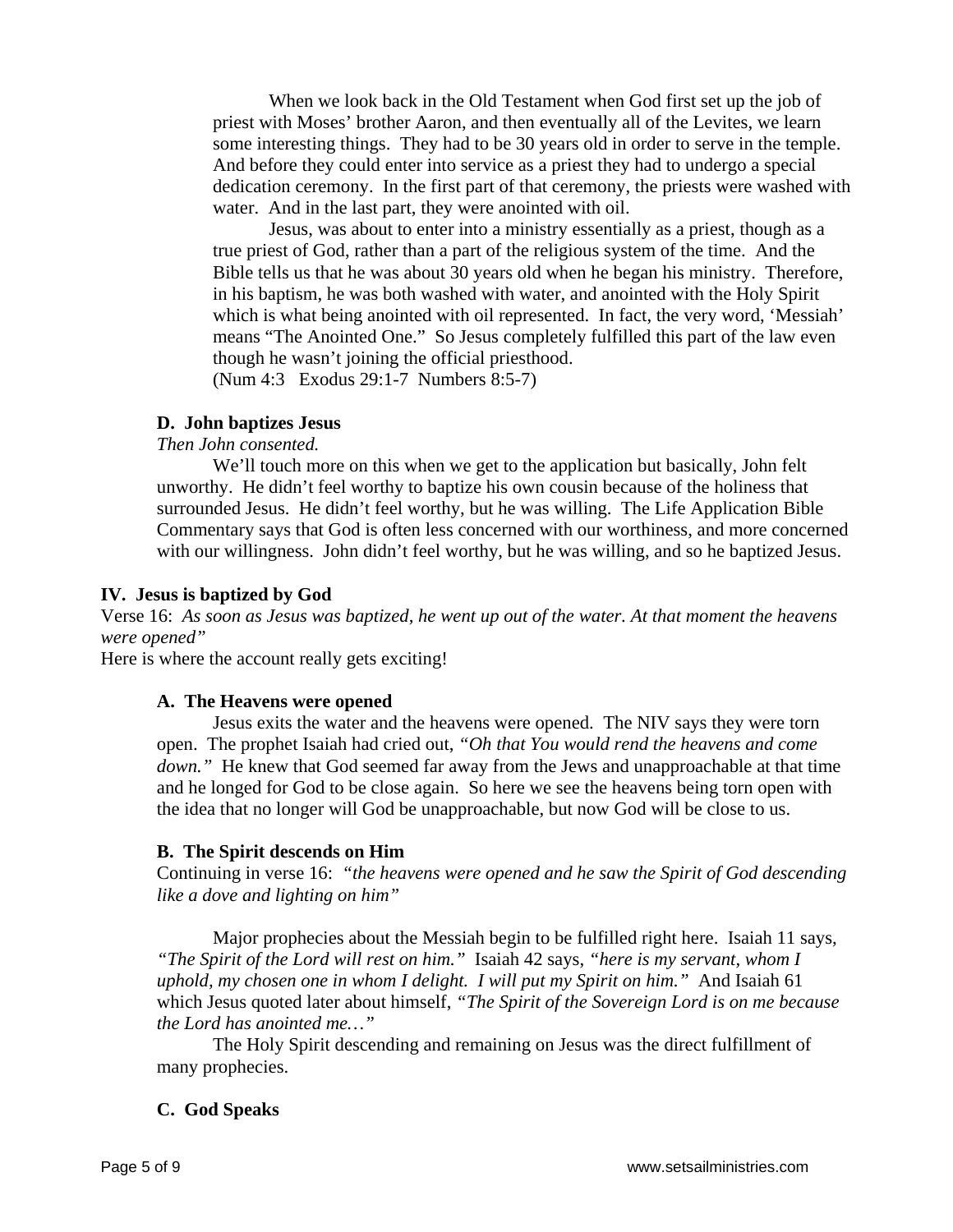When we look back in the Old Testament when God first set up the job of priest with Moses' brother Aaron, and then eventually all of the Levites, we learn some interesting things. They had to be 30 years old in order to serve in the temple. And before they could enter into service as a priest they had to undergo a special dedication ceremony. In the first part of that ceremony, the priests were washed with water. And in the last part, they were anointed with oil.

Jesus, was about to enter into a ministry essentially as a priest, though as a true priest of God, rather than a part of the religious system of the time. And the Bible tells us that he was about 30 years old when he began his ministry. Therefore, in his baptism, he was both washed with water, and anointed with the Holy Spirit which is what being anointed with oil represented. In fact, the very word, 'Messiah' means "The Anointed One." So Jesus completely fulfilled this part of the law even though he wasn't joining the official priesthood.
(Num 4:3 Exodus 29:1-7 Numbers 8:5-7)

**D. John baptizes Jesus**

*Then John consented.*

We'll touch more on this when we get to the application but basically, John felt unworthy. He didn't feel worthy to baptize his own cousin because of the holiness that surrounded Jesus. He didn't feel worthy, but he was willing. The Life Application Bible Commentary says that God is often less concerned with our worthiness, and more concerned with our willingness. John didn't feel worthy, but he was willing, and so he baptized Jesus.

**IV. Jesus is baptized by God**

Verse 16: *As soon as Jesus was baptized, he went up out of the water. At that moment the heavens were opened"*

Here is where the account really gets exciting!

**A. The Heavens were opened**

Jesus exits the water and the heavens were opened. The NIV says they were torn open. The prophet Isaiah had cried out, *"Oh that You would rend the heavens and come down."* He knew that God seemed far away from the Jews and unapproachable at that time and he longed for God to be close again. So here we see the heavens being torn open with the idea that no longer will God be unapproachable, but now God will be close to us.

**B. The Spirit descends on Him**

Continuing in verse 16: *"the heavens were opened and he saw the Spirit of God descending like a dove and lighting on him"*

Major prophecies about the Messiah begin to be fulfilled right here. Isaiah 11 says, *"The Spirit of the Lord will rest on him."* Isaiah 42 says, *"here is my servant, whom I uphold, my chosen one in whom I delight. I will put my Spirit on him."* And Isaiah 61 which Jesus quoted later about himself, *"The Spirit of the Sovereign Lord is on me because the Lord has anointed me…"*

The Holy Spirit descending and remaining on Jesus was the direct fulfillment of many prophecies.

**C. God Speaks**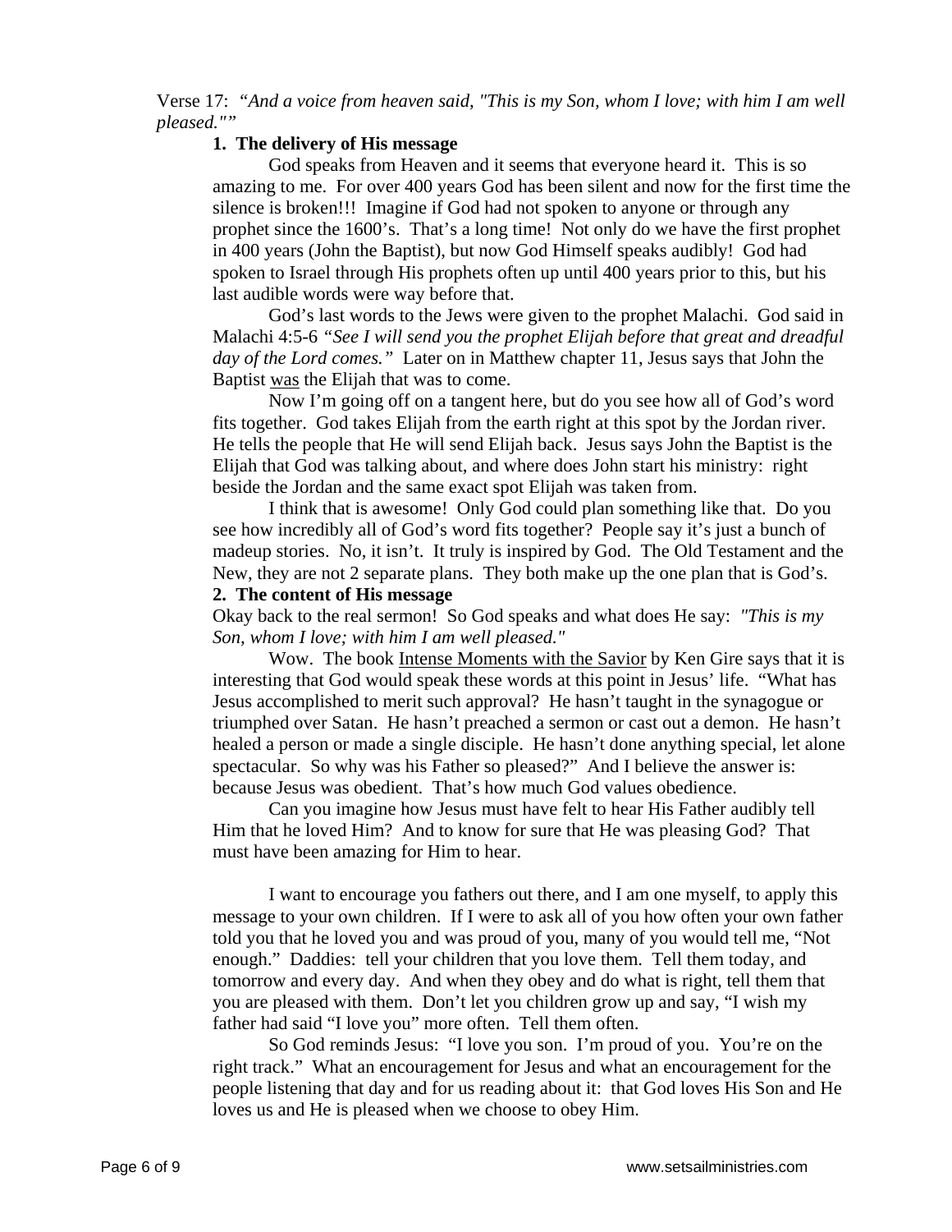Verse 17: *"And a voice from heaven said, "This is my Son, whom I love; with him I am well pleased.""*

**1. The delivery of His message**

God speaks from Heaven and it seems that everyone heard it. This is so amazing to me. For over 400 years God has been silent and now for the first time the silence is broken!!! Imagine if God had not spoken to anyone or through any prophet since the 1600's. That's a long time! Not only do we have the first prophet in 400 years (John the Baptist), but now God Himself speaks audibly! God had spoken to Israel through His prophets often up until 400 years prior to this, but his last audible words were way before that.

God's last words to the Jews were given to the prophet Malachi. God said in Malachi 4:5-6 *"See I will send you the prophet Elijah before that great and dreadful day of the Lord comes."* Later on in Matthew chapter 11, Jesus says that John the Baptist was the Elijah that was to come.

Now I'm going off on a tangent here, but do you see how all of God's word fits together. God takes Elijah from the earth right at this spot by the Jordan river. He tells the people that He will send Elijah back. Jesus says John the Baptist is the Elijah that God was talking about, and where does John start his ministry: right beside the Jordan and the same exact spot Elijah was taken from.

I think that is awesome! Only God could plan something like that. Do you see how incredibly all of God's word fits together? People say it's just a bunch of madeup stories. No, it isn't. It truly is inspired by God. The Old Testament and the New, they are not 2 separate plans. They both make up the one plan that is God's.

**2. The content of His message**

Okay back to the real sermon! So God speaks and what does He say: *"This is my Son, whom I love; with him I am well pleased."*

Wow. The book Intense Moments with the Savior by Ken Gire says that it is interesting that God would speak these words at this point in Jesus' life. "What has Jesus accomplished to merit such approval? He hasn't taught in the synagogue or triumphed over Satan. He hasn't preached a sermon or cast out a demon. He hasn't healed a person or made a single disciple. He hasn't done anything special, let alone spectacular. So why was his Father so pleased?" And I believe the answer is: because Jesus was obedient. That's how much God values obedience.

Can you imagine how Jesus must have felt to hear His Father audibly tell Him that he loved Him? And to know for sure that He was pleasing God? That must have been amazing for Him to hear.

I want to encourage you fathers out there, and I am one myself, to apply this message to your own children. If I were to ask all of you how often your own father told you that he loved you and was proud of you, many of you would tell me, "Not enough." Daddies: tell your children that you love them. Tell them today, and tomorrow and every day. And when they obey and do what is right, tell them that you are pleased with them. Don't let you children grow up and say, "I wish my father had said "I love you" more often. Tell them often.

So God reminds Jesus: "I love you son. I'm proud of you. You're on the right track." What an encouragement for Jesus and what an encouragement for the people listening that day and for us reading about it: that God loves His Son and He loves us and He is pleased when we choose to obey Him.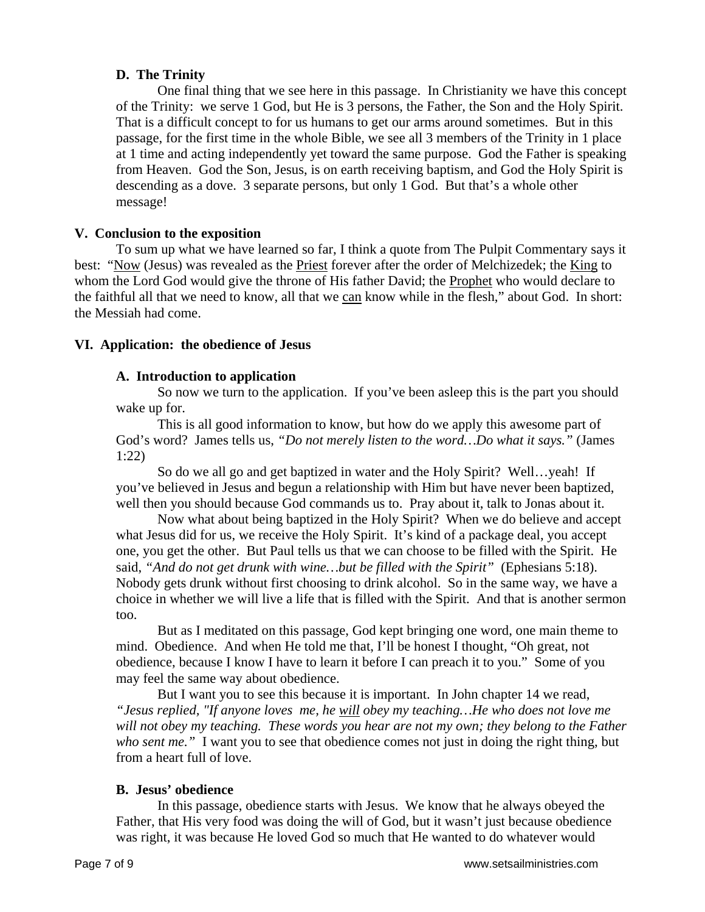**D. The Trinity**

One final thing that we see here in this passage. In Christianity we have this concept of the Trinity: we serve 1 God, but He is 3 persons, the Father, the Son and the Holy Spirit. That is a difficult concept to for us humans to get our arms around sometimes. But in this passage, for the first time in the whole Bible, we see all 3 members of the Trinity in 1 place at 1 time and acting independently yet toward the same purpose. God the Father is speaking from Heaven. God the Son, Jesus, is on earth receiving baptism, and God the Holy Spirit is descending as a dove. 3 separate persons, but only 1 God. But that's a whole other message!

**V. Conclusion to the exposition**

To sum up what we have learned so far, I think a quote from The Pulpit Commentary says it best: "<u>Now</u> (Jesus) was revealed as the <u>Priest</u> forever after the order of Melchizedek; the <u>King</u> to whom the Lord God would give the throne of His father David; the <u>Prophet</u> who would declare to the faithful all that we need to know, all that we <u>can</u> know while in the flesh," about God. In short: the Messiah had come.

**VI. Application: the obedience of Jesus**

**A. Introduction to application**

So now we turn to the application. If you've been asleep this is the part you should wake up for.

This is all good information to know, but how do we apply this awesome part of God's word? James tells us, *"Do not merely listen to the word…Do what it says."* (James 1:22)

So do we all go and get baptized in water and the Holy Spirit? Well…yeah! If you've believed in Jesus and begun a relationship with Him but have never been baptized, well then you should because God commands us to. Pray about it, talk to Jonas about it.

Now what about being baptized in the Holy Spirit? When we do believe and accept what Jesus did for us, we receive the Holy Spirit. It's kind of a package deal, you accept one, you get the other. But Paul tells us that we can choose to be filled with the Spirit. He said, *"And do not get drunk with wine…but be filled with the Spirit"* (Ephesians 5:18). Nobody gets drunk without first choosing to drink alcohol. So in the same way, we have a choice in whether we will live a life that is filled with the Spirit. And that is another sermon too.

But as I meditated on this passage, God kept bringing one word, one main theme to mind. Obedience. And when He told me that, I'll be honest I thought, "Oh great, not obedience, because I know I have to learn it before I can preach it to you." Some of you may feel the same way about obedience.

But I want you to see this because it is important. In John chapter 14 we read, *"Jesus replied, "If anyone loves me, he <u>will</u> obey my teaching…He who does not love me will not obey my teaching. These words you hear are not my own; they belong to the Father who sent me."* I want you to see that obedience comes not just in doing the right thing, but from a heart full of love.

**B. Jesus' obedience**

In this passage, obedience starts with Jesus. We know that he always obeyed the Father, that His very food was doing the will of God, but it wasn't just because obedience was right, it was because He loved God so much that He wanted to do whatever would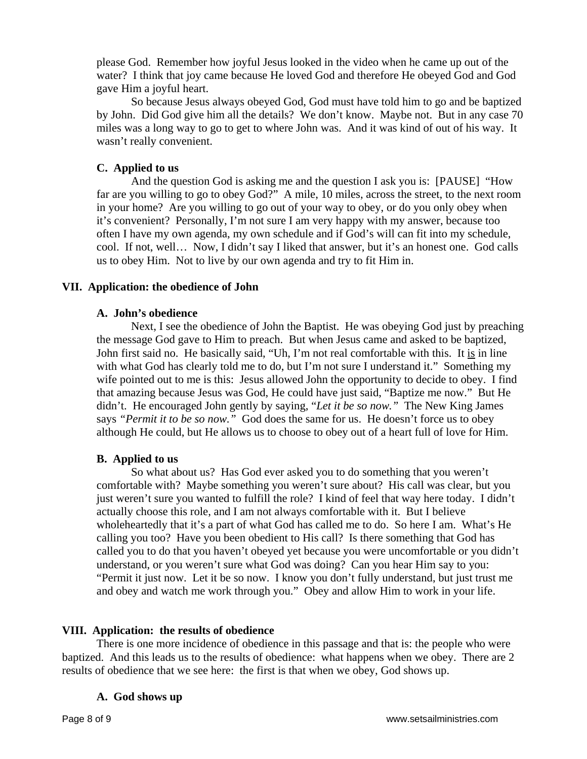please God. Remember how joyful Jesus looked in the video when he came up out of the water? I think that joy came because He loved God and therefore He obeyed God and God gave Him a joyful heart.

So because Jesus always obeyed God, God must have told him to go and be baptized by John. Did God give him all the details? We don't know. Maybe not. But in any case 70 miles was a long way to go to get to where John was. And it was kind of out of his way. It wasn't really convenient.

### C. Applied to us

And the question God is asking me and the question I ask you is: [PAUSE] "How far are you willing to go to obey God?" A mile, 10 miles, across the street, to the next room in your home? Are you willing to go out of your way to obey, or do you only obey when it's convenient? Personally, I'm not sure I am very happy with my answer, because too often I have my own agenda, my own schedule and if God's will can fit into my schedule, cool. If not, well… Now, I didn't say I liked that answer, but it's an honest one. God calls us to obey Him. Not to live by our own agenda and try to fit Him in.

## VII. Application: the obedience of John

### A. John's obedience

Next, I see the obedience of John the Baptist. He was obeying God just by preaching the message God gave to Him to preach. But when Jesus came and asked to be baptized, John first said no. He basically said, "Uh, I'm not real comfortable with this. It <u>is</u> in line with what God has clearly told me to do, but I'm not sure I understand it." Something my wife pointed out to me is this: Jesus allowed John the opportunity to decide to obey. I find that amazing because Jesus was God, He could have just said, "Baptize me now." But He didn't. He encouraged John gently by saying, "*Let it be so now.*" The New King James says *"Permit it to be so now."* God does the same for us. He doesn't force us to obey although He could, but He allows us to choose to obey out of a heart full of love for Him.

### B. Applied to us

So what about us? Has God ever asked you to do something that you weren't comfortable with? Maybe something you weren't sure about? His call was clear, but you just weren't sure you wanted to fulfill the role? I kind of feel that way here today. I didn't actually choose this role, and I am not always comfortable with it. But I believe wholeheartedly that it's a part of what God has called me to do. So here I am. What's He calling you too? Have you been obedient to His call? Is there something that God has called you to do that you haven't obeyed yet because you were uncomfortable or you didn't understand, or you weren't sure what God was doing? Can you hear Him say to you: "Permit it just now. Let it be so now. I know you don't fully understand, but just trust me and obey and watch me work through you." Obey and allow Him to work in your life.

## VIII. Application: the results of obedience

There is one more incidence of obedience in this passage and that is: the people who were baptized. And this leads us to the results of obedience: what happens when we obey. There are 2 results of obedience that we see here: the first is that when we obey, God shows up.

### A. God shows up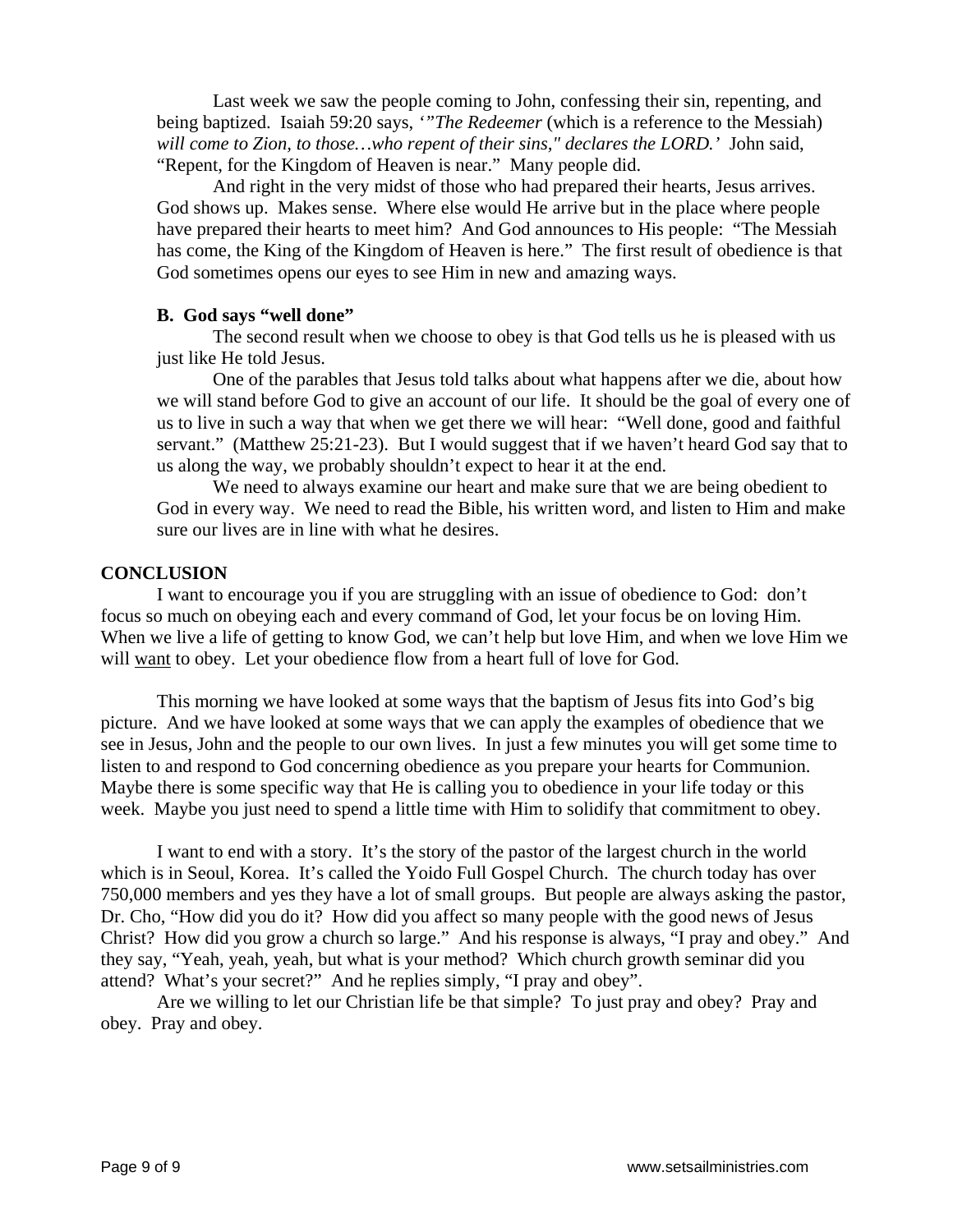Last week we saw the people coming to John, confessing their sin, repenting, and being baptized. Isaiah 59:20 says, *'"The Redeemer* (which is a reference to the Messiah) *will come to Zion, to those…who repent of their sins," declares the LORD.'* John said, "Repent, for the Kingdom of Heaven is near." Many people did.

And right in the very midst of those who had prepared their hearts, Jesus arrives. God shows up. Makes sense. Where else would He arrive but in the place where people have prepared their hearts to meet him? And God announces to His people: "The Messiah has come, the King of the Kingdom of Heaven is here." The first result of obedience is that God sometimes opens our eyes to see Him in new and amazing ways.

**B. God says "well done"**

The second result when we choose to obey is that God tells us he is pleased with us just like He told Jesus.

One of the parables that Jesus told talks about what happens after we die, about how we will stand before God to give an account of our life. It should be the goal of every one of us to live in such a way that when we get there we will hear: "Well done, good and faithful servant." (Matthew 25:21-23). But I would suggest that if we haven't heard God say that to us along the way, we probably shouldn't expect to hear it at the end.

We need to always examine our heart and make sure that we are being obedient to God in every way. We need to read the Bible, his written word, and listen to Him and make sure our lives are in line with what he desires.

**CONCLUSION**

I want to encourage you if you are struggling with an issue of obedience to God: don't focus so much on obeying each and every command of God, let your focus be on loving Him. When we live a life of getting to know God, we can't help but love Him, and when we love Him we will <u>want</u> to obey. Let your obedience flow from a heart full of love for God.

This morning we have looked at some ways that the baptism of Jesus fits into God's big picture. And we have looked at some ways that we can apply the examples of obedience that we see in Jesus, John and the people to our own lives. In just a few minutes you will get some time to listen to and respond to God concerning obedience as you prepare your hearts for Communion. Maybe there is some specific way that He is calling you to obedience in your life today or this week. Maybe you just need to spend a little time with Him to solidify that commitment to obey.

I want to end with a story. It's the story of the pastor of the largest church in the world which is in Seoul, Korea. It's called the Yoido Full Gospel Church. The church today has over 750,000 members and yes they have a lot of small groups. But people are always asking the pastor, Dr. Cho, "How did you do it? How did you affect so many people with the good news of Jesus Christ? How did you grow a church so large." And his response is always, "I pray and obey." And they say, "Yeah, yeah, yeah, but what is your method? Which church growth seminar did you attend? What's your secret?" And he replies simply, "I pray and obey".

Are we willing to let our Christian life be that simple? To just pray and obey? Pray and obey. Pray and obey.